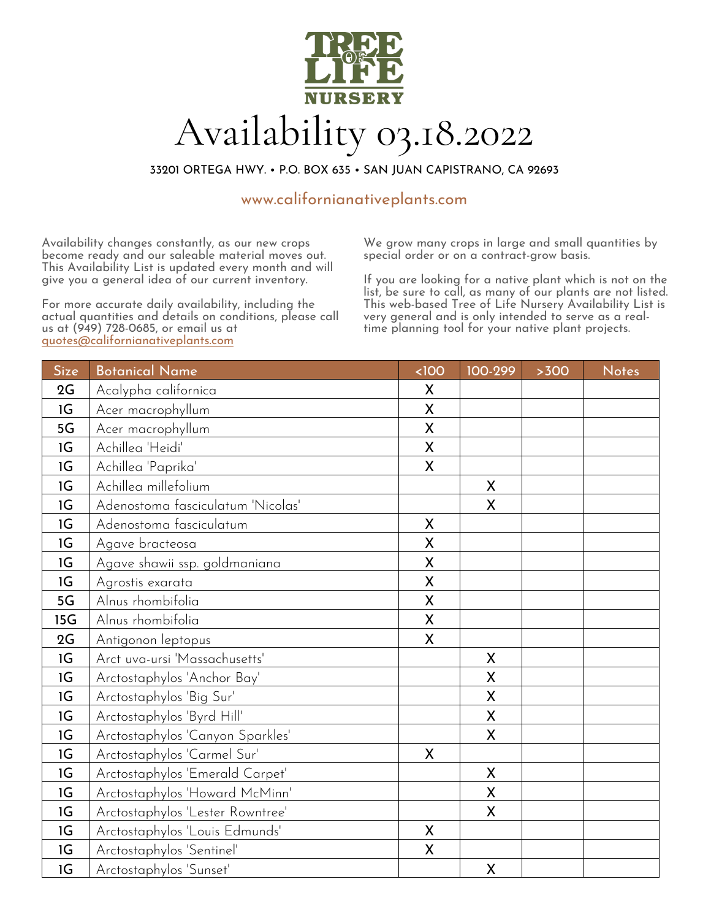# TREE OF LIFE NURSERY

# Availability 03.18.2022

33201 ORTEGA HWY. • P.O. BOX 635 • SAN JUAN CAPISTRANO, CA 92693

www.californianativeplants.com

Availability changes constantly, as our new crops become ready and our saleable material moves out. This Availability List is updated every month and will give you a general idea of our current inventory.

For more accurate daily availability, including the actual quantities and details on conditions, please call us at (949) 728-0685, or email us at quotes@californianativeplants.com

We grow many crops in large and small quantities by special order or on a contract-grow basis.

If you are looking for a native plant which is not on the list, be sure to call, as many of our plants are not listed. This web-based Tree of Life Nursery Availability List is very general and is only intended to serve as a real-time planning tool for your native plant projects.

| Size | Botanical Name | <100 | 100-299 | >300 | Notes |
|---|---|---|---|---|---|
| 2G | Acalypha californica | X | | | |
| 1G | Acer macrophyllum | X | | | |
| 5G | Acer macrophyllum | X | | | |
| 1G | Achillea 'Heidi' | X | | | |
| 1G | Achillea 'Paprika' | X | | | |
| 1G | Achillea millefolium | | X | | |
| 1G | Adenostoma fasciculatum 'Nicolas' | | X | | |
| 1G | Adenostoma fasciculatum | X | | | |
| 1G | Agave bracteosa | X | | | |
| 1G | Agave shawii ssp. goldmaniana | X | | | |
| 1G | Agrostis exarata | X | | | |
| 5G | Alnus rhombifolia | X | | | |
| 15G | Alnus rhombifolia | X | | | |
| 2G | Antigonon leptopus | X | | | |
| 1G | Arct uva-ursi 'Massachusetts' | | X | | |
| 1G | Arctostaphylos 'Anchor Bay' | | X | | |
| 1G | Arctostaphylos 'Big Sur' | | X | | |
| 1G | Arctostaphylos 'Byrd Hill' | | X | | |
| 1G | Arctostaphylos 'Canyon Sparkles' | | X | | |
| 1G | Arctostaphylos 'Carmel Sur' | X | | | |
| 1G | Arctostaphylos 'Emerald Carpet' | | X | | |
| 1G | Arctostaphylos 'Howard McMinn' | | X | | |
| 1G | Arctostaphylos 'Lester Rowntree' | | X | | |
| 1G | Arctostaphylos 'Louis Edmunds' | X | | | |
| 1G | Arctostaphylos 'Sentinel' | X | | | |
| 1G | Arctostaphylos 'Sunset' | | X | | |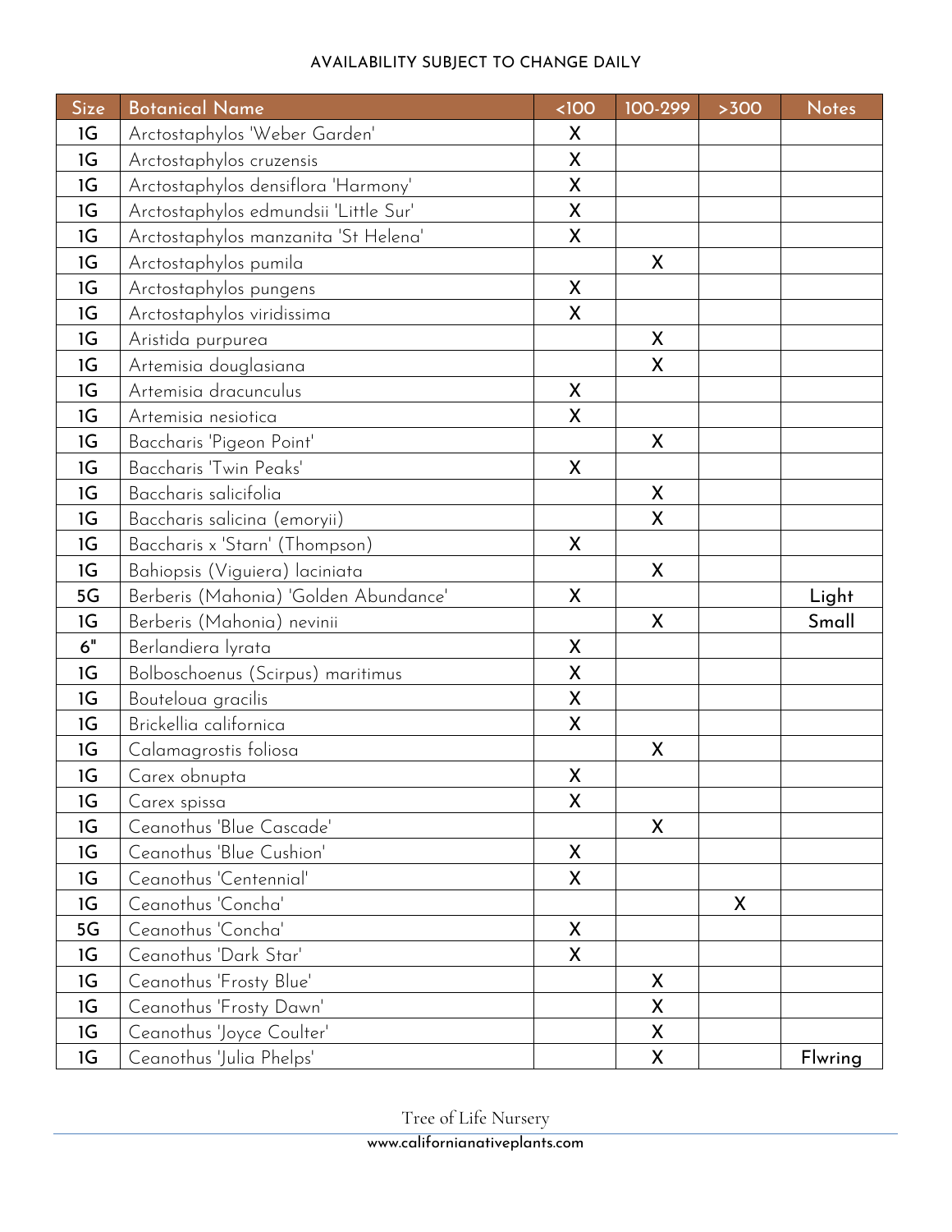AVAILABILITY SUBJECT TO CHANGE DAILY

| Size | Botanical Name | <100 | 100-299 | >300 | Notes |
|---|---|---|---|---|---|
| 1G | Arctostaphylos 'Weber Garden' | X | | | |
| 1G | Arctostaphylos cruzensis | X | | | |
| 1G | Arctostaphylos densiflora 'Harmony' | X | | | |
| 1G | Arctostaphylos edmundsii 'Little Sur' | X | | | |
| 1G | Arctostaphylos manzanita 'St Helena' | X | | | |
| 1G | Arctostaphylos pumila | | X | | |
| 1G | Arctostaphylos pungens | X | | | |
| 1G | Arctostaphylos viridissima | X | | | |
| 1G | Aristida purpurea | | X | | |
| 1G | Artemisia douglasiana | | X | | |
| 1G | Artemisia dracunculus | X | | | |
| 1G | Artemisia nesiotica | X | | | |
| 1G | Baccharis 'Pigeon Point' | | X | | |
| 1G | Baccharis 'Twin Peaks' | X | | | |
| 1G | Baccharis salicifolia | | X | | |
| 1G | Baccharis salicina (emoryii) | | X | | |
| 1G | Baccharis x 'Starn' (Thompson) | X | | | |
| 1G | Bahiopsis (Viguiera) laciniata | | X | | |
| 5G | Berberis (Mahonia) 'Golden Abundance' | X | | | Light |
| 1G | Berberis (Mahonia) nevinii | | X | | Small |
| 6" | Berlandiera lyrata | X | | | |
| 1G | Bolboschoenus (Scirpus) maritimus | X | | | |
| 1G | Bouteloua gracilis | X | | | |
| 1G | Brickellia californica | X | | | |
| 1G | Calamagrostis foliosa | | X | | |
| 1G | Carex obnupta | X | | | |
| 1G | Carex spissa | X | | | |
| 1G | Ceanothus 'Blue Cascade' | | X | | |
| 1G | Ceanothus 'Blue Cushion' | X | | | |
| 1G | Ceanothus 'Centennial' | X | | | |
| 1G | Ceanothus 'Concha' | | | X | |
| 5G | Ceanothus 'Concha' | X | | | |
| 1G | Ceanothus 'Dark Star' | X | | | |
| 1G | Ceanothus 'Frosty Blue' | | X | | |
| 1G | Ceanothus 'Frosty Dawn' | | X | | |
| 1G | Ceanothus 'Joyce Coulter' | | X | | |
| 1G | Ceanothus 'Julia Phelps' | | X | | Flwring |

Tree of Life Nursery

www.californianativeplants.com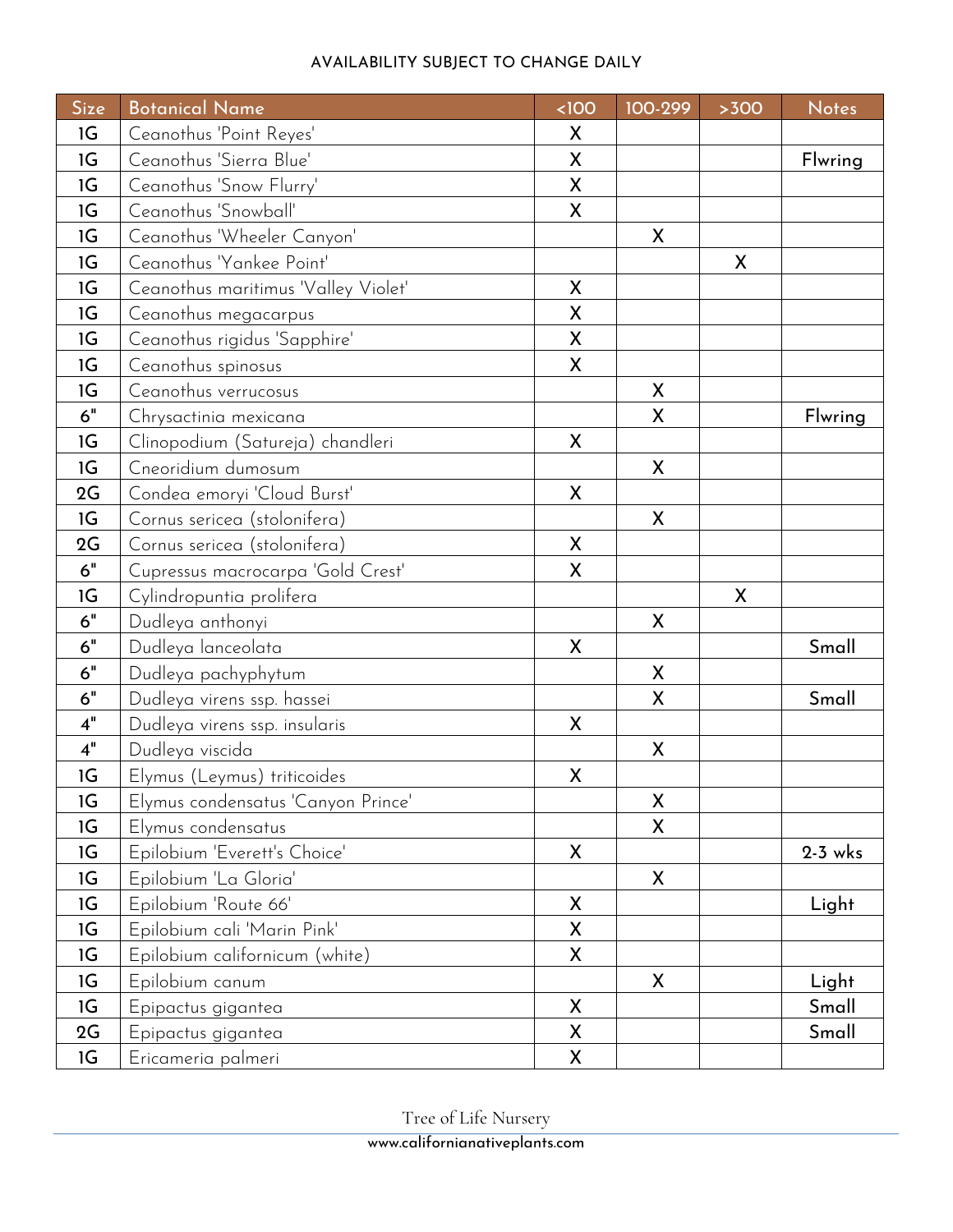AVAILABILITY SUBJECT TO CHANGE DAILY

| Size | Botanical Name | <100 | 100-299 | >300 | Notes |
|---|---|---|---|---|---|
| 1G | Ceanothus 'Point Reyes' | X | | | |
| 1G | Ceanothus 'Sierra Blue' | X | | | Flwring |
| 1G | Ceanothus 'Snow Flurry' | X | | | |
| 1G | Ceanothus 'Snowball' | X | | | |
| 1G | Ceanothus 'Wheeler Canyon' | | X | | |
| 1G | Ceanothus 'Yankee Point' | | | X | |
| 1G | Ceanothus maritimus 'Valley Violet' | X | | | |
| 1G | Ceanothus megacarpus | X | | | |
| 1G | Ceanothus rigidus 'Sapphire' | X | | | |
| 1G | Ceanothus spinosus | X | | | |
| 1G | Ceanothus verrucosus | | X | | |
| 6" | Chrysactinia mexicana | | X | | Flwring |
| 1G | Clinopodium (Satureja) chandleri | X | | | |
| 1G | Cneoridium dumosum | | X | | |
| 2G | Condea emoryi 'Cloud Burst' | X | | | |
| 1G | Cornus sericea (stolonifera) | | X | | |
| 2G | Cornus sericea (stolonifera) | X | | | |
| 6" | Cupressus macrocarpa 'Gold Crest' | X | | | |
| 1G | Cylindropuntia prolifera | | | X | |
| 6" | Dudleya anthonyi | | X | | |
| 6" | Dudleya lanceolata | X | | | Small |
| 6" | Dudleya pachyphytum | | X | | |
| 6" | Dudleya virens ssp. hassei | | X | | Small |
| 4" | Dudleya virens ssp. insularis | X | | | |
| 4" | Dudleya viscida | | X | | |
| 1G | Elymus (Leymus) triticoides | X | | | |
| 1G | Elymus condensatus 'Canyon Prince' | | X | | |
| 1G | Elymus condensatus | | X | | |
| 1G | Epilobium 'Everett's Choice' | X | | | 2-3 wks |
| 1G | Epilobium 'La Gloria' | | X | | |
| 1G | Epilobium 'Route 66' | X | | | Light |
| 1G | Epilobium cali 'Marin Pink' | X | | | |
| 1G | Epilobium californicum (white) | X | | | |
| 1G | Epilobium canum | | X | | Light |
| 1G | Epipactus gigantea | X | | | Small |
| 2G | Epipactus gigantea | X | | | Small |
| 1G | Ericameria palmeri | X | | | |

Tree of Life Nursery
www.californianativeplants.com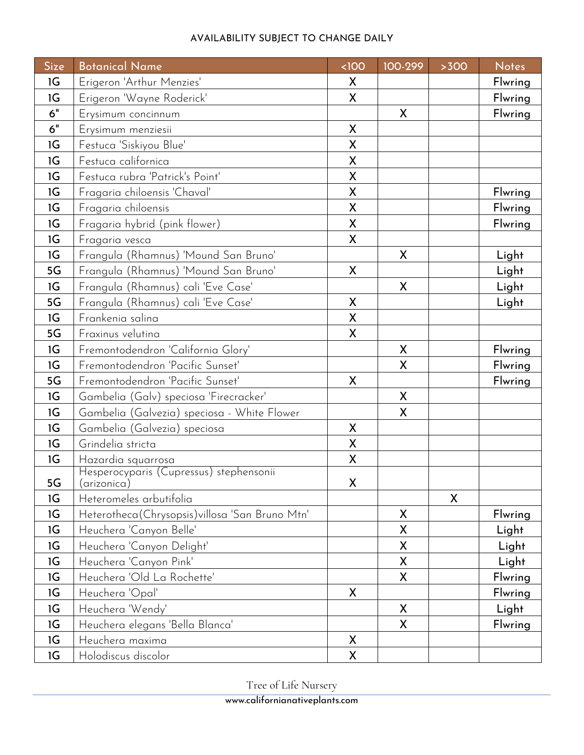AVAILABILITY SUBJECT TO CHANGE DAILY

| Size | Botanical Name | <100 | 100-299 | >300 | Notes |
|---|---|---|---|---|---|
| 1G | Erigeron 'Arthur Menzies' | X | | | Flwring |
| 1G | Erigeron 'Wayne Roderick' | X | | | Flwring |
| 6" | Erysimum concinnum | | X | | Flwring |
| 6" | Erysimum menziesii | X | | | |
| 1G | Festuca 'Siskiyou Blue' | X | | | |
| 1G | Festuca californica | X | | | |
| 1G | Festuca rubra 'Patrick's Point' | X | | | |
| 1G | Fragaria chiloensis 'Chaval' | X | | | Flwring |
| 1G | Fragaria chiloensis | X | | | Flwring |
| 1G | Fragaria hybrid (pink flower) | X | | | Flwring |
| 1G | Fragaria vesca | X | | | |
| 1G | Frangula (Rhamnus) 'Mound San Bruno' | | X | | Light |
| 5G | Frangula (Rhamnus) 'Mound San Bruno' | X | | | Light |
| 1G | Frangula (Rhamnus) cali 'Eve Case' | | X | | Light |
| 5G | Frangula (Rhamnus) cali 'Eve Case' | X | | | Light |
| 1G | Frankenia salina | X | | | |
| 5G | Fraxinus velutina | X | | | |
| 1G | Fremontodendron 'California Glory' | | X | | Flwring |
| 1G | Fremontodendron 'Pacific Sunset' | | X | | Flwring |
| 5G | Fremontodendron 'Pacific Sunset' | X | | | Flwring |
| 1G | Gambelia (Galv) speciosa 'Firecracker' | | X | | |
| 1G | Gambelia (Galvezia) speciosa - White Flower | | X | | |
| 1G | Gambelia (Galvezia) speciosa | X | | | |
| 1G | Grindelia stricta | X | | | |
| 1G | Hazardia squarrosa | X | | | |
| 5G | Hesperocyparis (Cupressus) stephensonii (arizonica) | X | | | |
| 1G | Heteromeles arbutifolia | | | X | |
| 1G | Heterotheca(Chrysopsis)villosa 'San Bruno Mtn' | | X | | Flwring |
| 1G | Heuchera 'Canyon Belle' | | X | | Light |
| 1G | Heuchera 'Canyon Delight' | | X | | Light |
| 1G | Heuchera 'Canyon Pink' | | X | | Light |
| 1G | Heuchera 'Old La Rochette' | | X | | Flwring |
| 1G | Heuchera 'Opal' | X | | | Flwring |
| 1G | Heuchera 'Wendy' | | X | | Light |
| 1G | Heuchera elegans 'Bella Blanca' | | X | | Flwring |
| 1G | Heuchera maxima | X | | | |
| 1G | Holodiscus discolor | X | | | |

Tree of Life Nursery
www.californianativeplants.com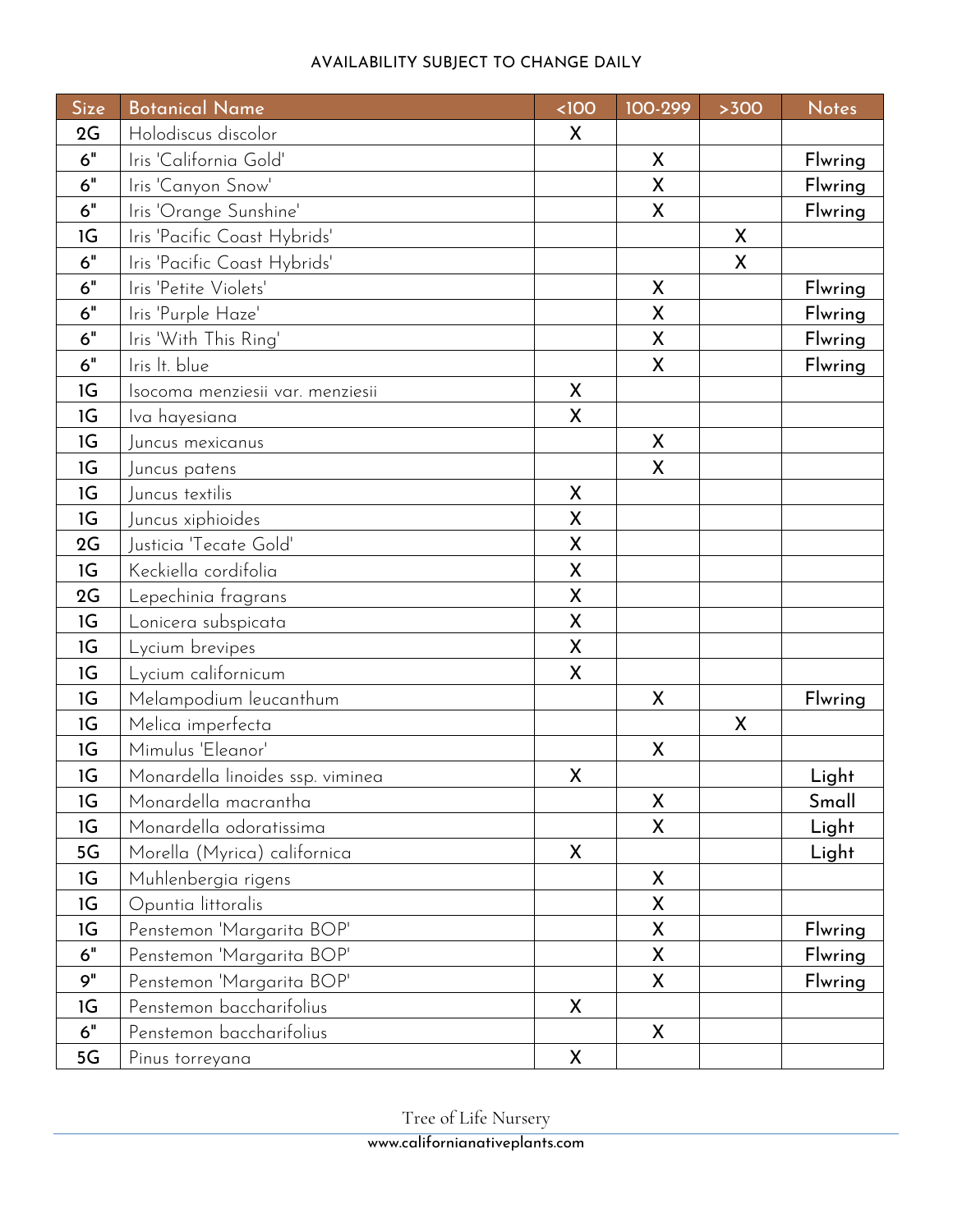AVAILABILITY SUBJECT TO CHANGE DAILY

| Size | Botanical Name | <100 | 100-299 | >300 | Notes |
|---|---|---|---|---|---|
| 2G | Holodiscus discolor | X | | | |
| 6" | Iris 'California Gold' | | X | | Flwring |
| 6" | Iris 'Canyon Snow' | | X | | Flwring |
| 6" | Iris 'Orange Sunshine' | | X | | Flwring |
| 1G | Iris 'Pacific Coast Hybrids' | | | X | |
| 6" | Iris 'Pacific Coast Hybrids' | | | X | |
| 6" | Iris 'Petite Violets' | | X | | Flwring |
| 6" | Iris 'Purple Haze' | | X | | Flwring |
| 6" | Iris 'With This Ring' | | X | | Flwring |
| 6" | Iris lt. blue | | X | | Flwring |
| 1G | Isocoma menziesii var. menziesii | X | | | |
| 1G | Iva hayesiana | X | | | |
| 1G | Juncus mexicanus | | X | | |
| 1G | Juncus patens | | X | | |
| 1G | Juncus textilis | X | | | |
| 1G | Juncus xiphioides | X | | | |
| 2G | Justicia 'Tecate Gold' | X | | | |
| 1G | Keckiella cordifolia | X | | | |
| 2G | Lepechinia fragrans | X | | | |
| 1G | Lonicera subspicata | X | | | |
| 1G | Lycium brevipes | X | | | |
| 1G | Lycium californicum | X | | | |
| 1G | Melampodium leucanthum | | X | | Flwring |
| 1G | Melica imperfecta | | | X | |
| 1G | Mimulus 'Eleanor' | | X | | |
| 1G | Monardella linoides ssp. viminea | X | | | Light |
| 1G | Monardella macrantha | | X | | Small |
| 1G | Monardella odoratissima | | X | | Light |
| 5G | Morella (Myrica) californica | X | | | Light |
| 1G | Muhlenbergia rigens | | X | | |
| 1G | Opuntia littoralis | | X | | |
| 1G | Penstemon 'Margarita BOP' | | X | | Flwring |
| 6" | Penstemon 'Margarita BOP' | | X | | Flwring |
| 9" | Penstemon 'Margarita BOP' | | X | | Flwring |
| 1G | Penstemon baccharifolius | X | | | |
| 6" | Penstemon baccharifolius | | X | | |
| 5G | Pinus torreyana | X | | | |

Tree of Life Nursery
www.californianativeplants.com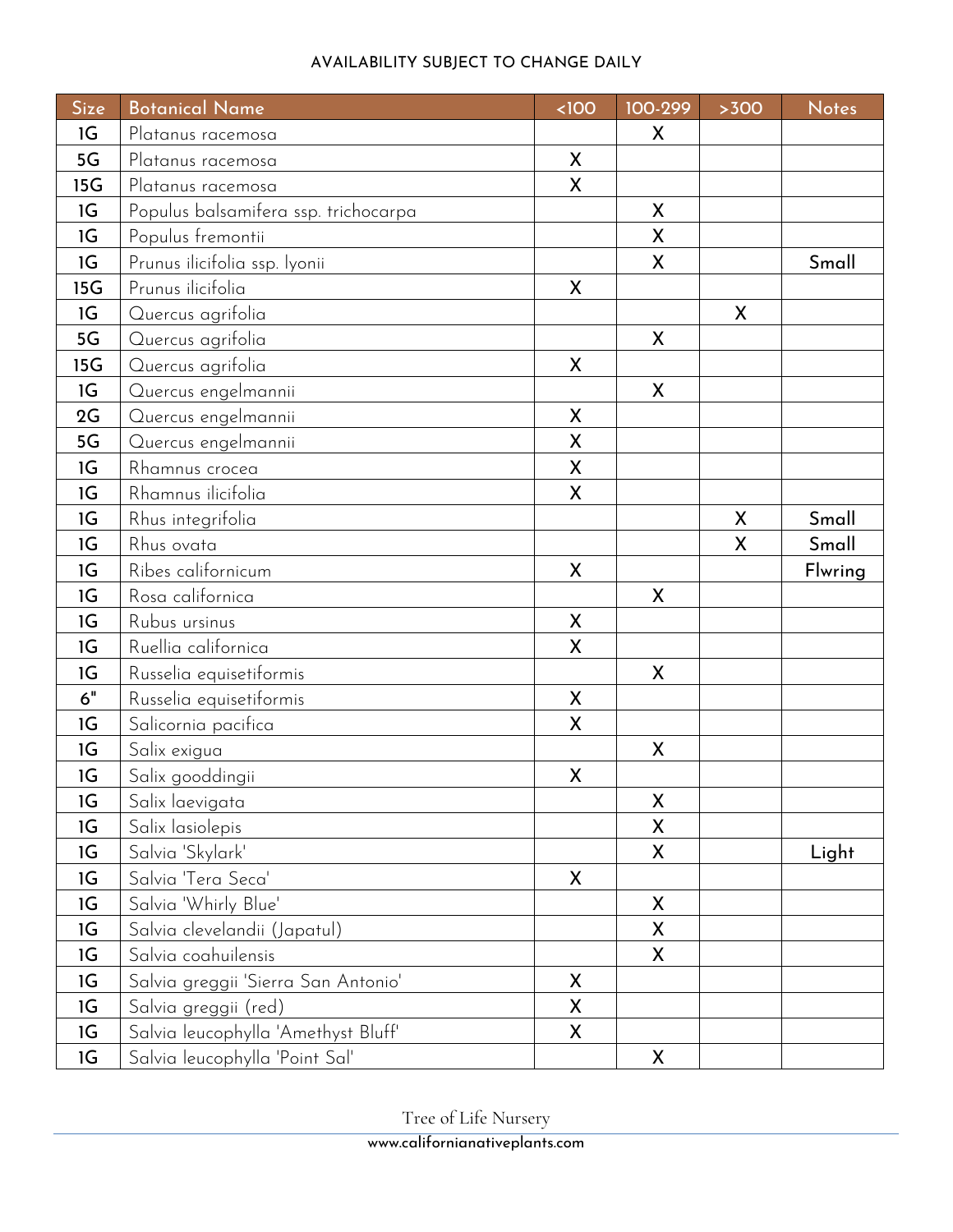| Size | Botanical Name | <100 | 100-299 | >300 | Notes |
|---|---|---|---|---|---|
| 1G | Platanus racemosa | | X | | |
| 5G | Platanus racemosa | X | | | |
| 15G | Platanus racemosa | X | | | |
| 1G | Populus balsamifera ssp. trichocarpa | | X | | |
| 1G | Populus fremontii | | X | | |
| 1G | Prunus ilicifolia ssp. lyonii | | X | | Small |
| 15G | Prunus ilicifolia | X | | | |
| 1G | Quercus agrifolia | | | X | |
| 5G | Quercus agrifolia | | X | | |
| 15G | Quercus agrifolia | X | | | |
| 1G | Quercus engelmannii | | X | | |
| 2G | Quercus engelmannii | X | | | |
| 5G | Quercus engelmannii | X | | | |
| 1G | Rhamnus crocea | X | | | |
| 1G | Rhamnus ilicifolia | X | | | |
| 1G | Rhus integrifolia | | | X | Small |
| 1G | Rhus ovata | | | X | Small |
| 1G | Ribes californicum | X | | | Flwring |
| 1G | Rosa californica | | X | | |
| 1G | Rubus ursinus | X | | | |
| 1G | Ruellia californica | X | | | |
| 1G | Russelia equisetiformis | | X | | |
| 6" | Russelia equisetiformis | X | | | |
| 1G | Salicornia pacifica | X | | | |
| 1G | Salix exigua | | X | | |
| 1G | Salix gooddingii | X | | | |
| 1G | Salix laevigata | | X | | |
| 1G | Salix lasiolepis | | X | | |
| 1G | Salvia 'Skylark' | | X | | Light |
| 1G | Salvia 'Tera Seca' | X | | | |
| 1G | Salvia 'Whirly Blue' | | X | | |
| 1G | Salvia clevelandii (Japatul) | | X | | |
| 1G | Salvia coahuilensis | | X | | |
| 1G | Salvia greggii 'Sierra San Antonio' | X | | | |
| 1G | Salvia greggii (red) | X | | | |
| 1G | Salvia leucophylla 'Amethyst Bluff' | X | | | |
| 1G | Salvia leucophylla 'Point Sal' | | X | | |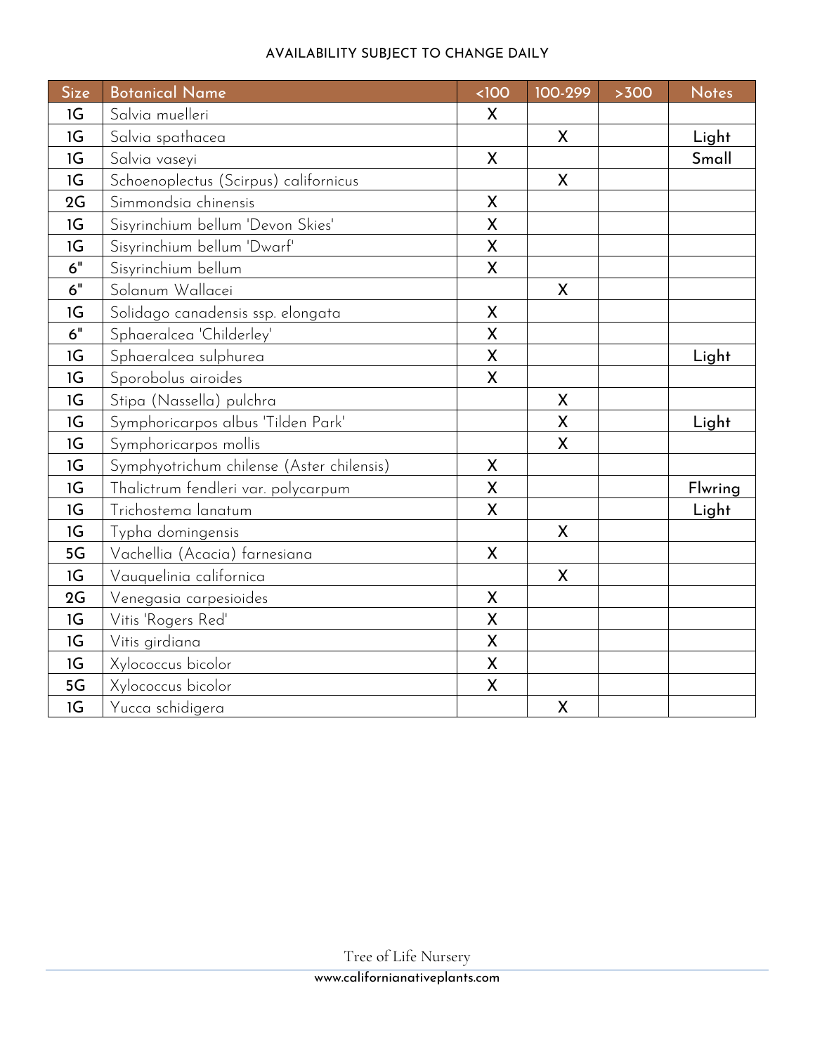AVAILABILITY SUBJECT TO CHANGE DAILY

| Size | Botanical Name | <100 | 100-299 | >300 | Notes |
|---|---|---|---|---|---|
| 1G | Salvia muelleri | X | | | |
| 1G | Salvia spathacea | | X | | Light |
| 1G | Salvia vaseyi | X | | | Small |
| 1G | Schoenoplectus (Scirpus) californicus | | X | | |
| 2G | Simmondsia chinensis | X | | | |
| 1G | Sisyrinchium bellum 'Devon Skies' | X | | | |
| 1G | Sisyrinchium bellum 'Dwarf' | X | | | |
| 6" | Sisyrinchium bellum | X | | | |
| 6" | Solanum Wallacei | | X | | |
| 1G | Solidago canadensis ssp. elongata | X | | | |
| 6" | Sphaeralcea 'Childerley' | X | | | |
| 1G | Sphaeralcea sulphurea | X | | | Light |
| 1G | Sporobolus airoides | X | | | |
| 1G | Stipa (Nassella) pulchra | | X | | |
| 1G | Symphoricarpos albus 'Tilden Park' | | X | | Light |
| 1G | Symphoricarpos mollis | | X | | |
| 1G | Symphyotrichum chilense (Aster chilensis) | X | | | |
| 1G | Thalictrum fendleri var. polycarpum | X | | | Flwring |
| 1G | Trichostema lanatum | X | | | Light |
| 1G | Typha domingensis | | X | | |
| 5G | Vachellia (Acacia) farnesiana | X | | | |
| 1G | Vauquelinia californica | | X | | |
| 2G | Venegasia carpesioides | X | | | |
| 1G | Vitis 'Rogers Red' | X | | | |
| 1G | Vitis girdiana | X | | | |
| 1G | Xylococcus bicolor | X | | | |
| 5G | Xylococcus bicolor | X | | | |
| 1G | Yucca schidigera | | X | | |

Tree of Life Nursery

www.californianativeplants.com